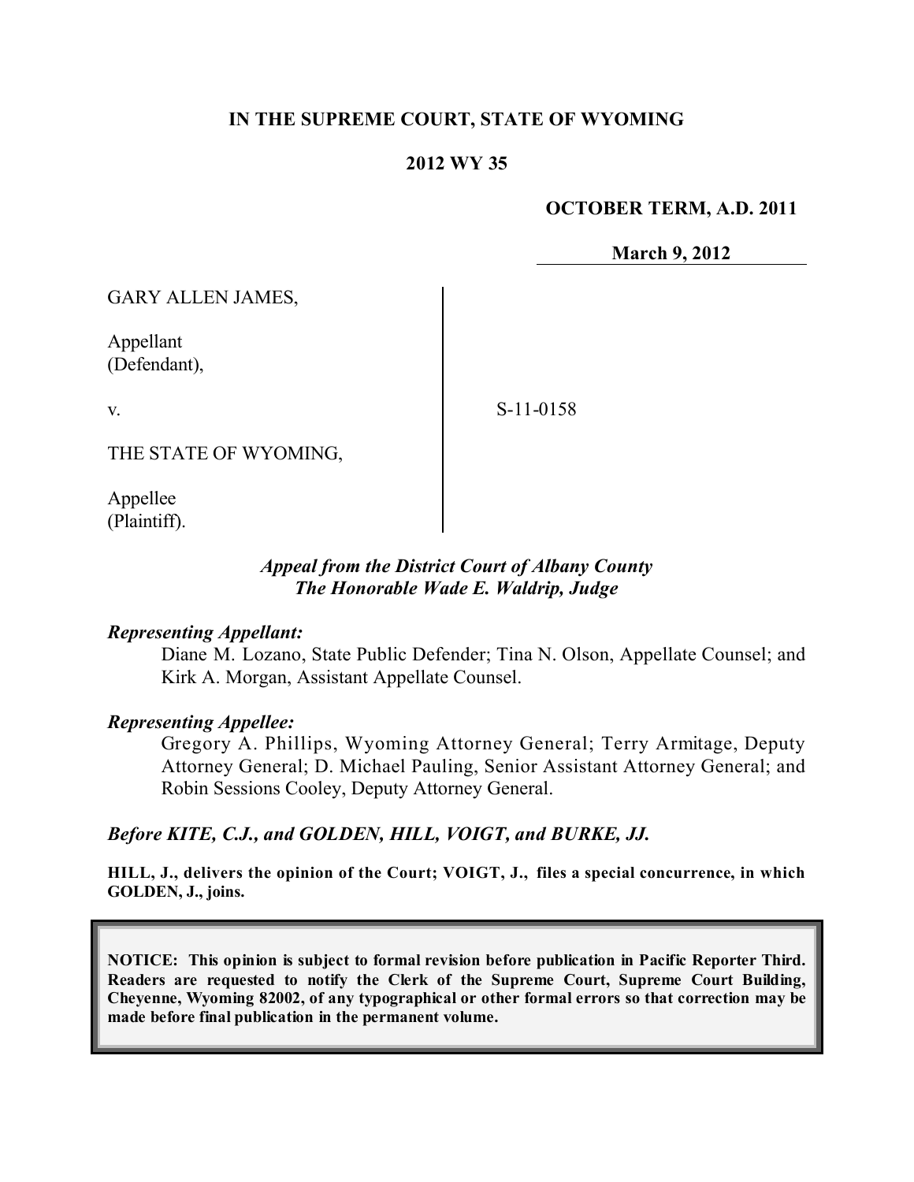**IN THE SUPREME COURT, STATE OF WYOMING**

**2012 WY 35**

**OCTOBER TERM, A.D. 2011**

**March 9, 2012**

GARY ALLEN JAMES,

Appellant
(Defendant),

v.

S-11-0158

THE STATE OF WYOMING,

Appellee
(Plaintiff).

*Appeal from the District Court of Albany County*
*The Honorable Wade E. Waldrip, Judge*

***Representing Appellant:***

Diane M. Lozano, State Public Defender; Tina N. Olson, Appellate Counsel; and Kirk A. Morgan, Assistant Appellate Counsel.

***Representing Appellee:***

Gregory A. Phillips, Wyoming Attorney General; Terry Armitage, Deputy Attorney General; D. Michael Pauling, Senior Assistant Attorney General; and Robin Sessions Cooley, Deputy Attorney General.

***Before KITE, C.J., and GOLDEN, HILL, VOIGT, and BURKE, JJ.***

**HILL, J., delivers the opinion of the Court; VOIGT, J., files a special concurrence, in which GOLDEN, J., joins.**

**NOTICE: This opinion is subject to formal revision before publication in Pacific Reporter Third. Readers are requested to notify the Clerk of the Supreme Court, Supreme Court Building, Cheyenne, Wyoming 82002, of any typographical or other formal errors so that correction may be made before final publication in the permanent volume.**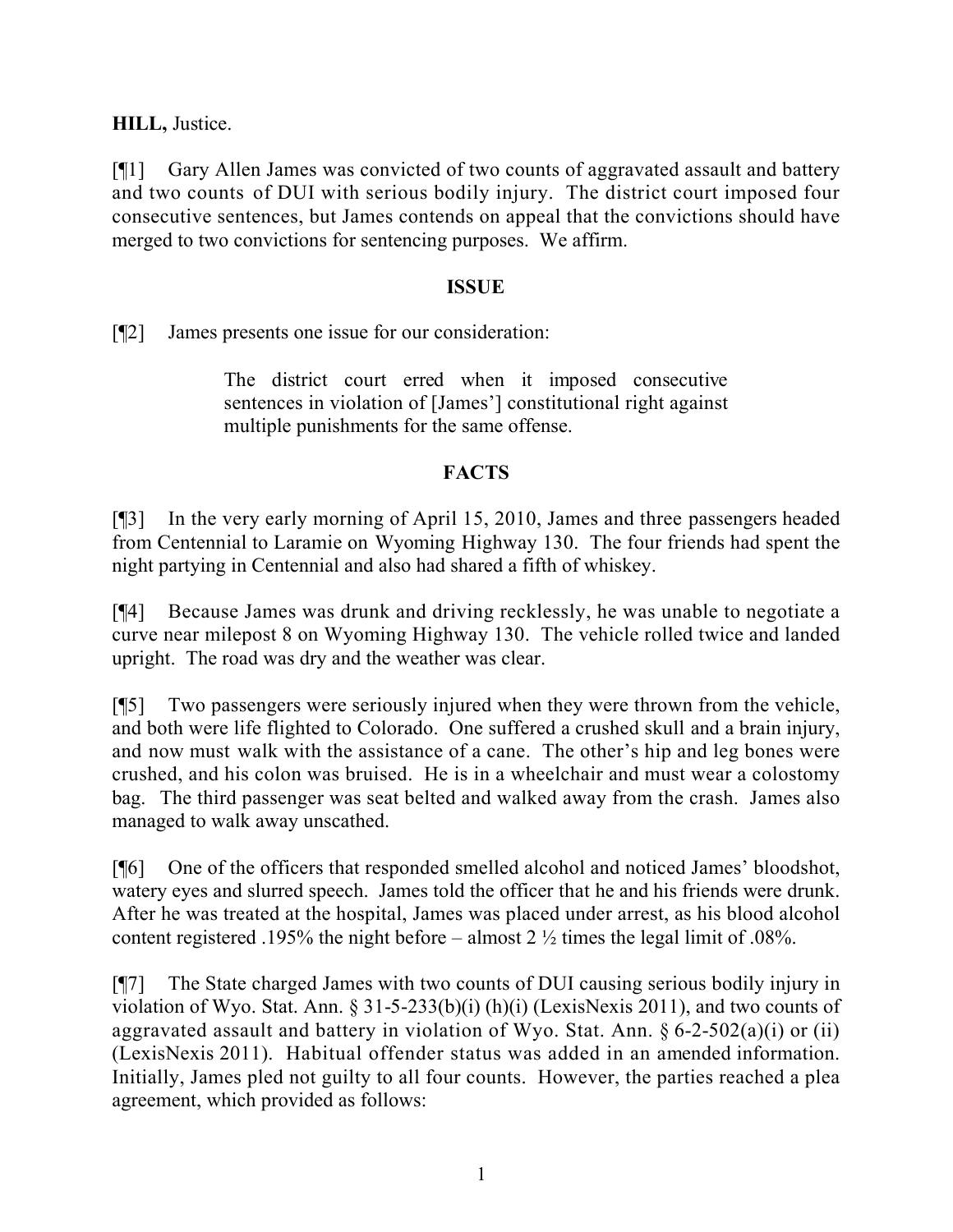**HILL,** Justice.

[¶1] Gary Allen James was convicted of two counts of aggravated assault and battery and two counts of DUI with serious bodily injury. The district court imposed four consecutive sentences, but James contends on appeal that the convictions should have merged to two convictions for sentencing purposes. We affirm.

## ISSUE

[¶2] James presents one issue for our consideration:

> The district court erred when it imposed consecutive sentences in violation of [James'] constitutional right against multiple punishments for the same offense.

## FACTS

[¶3] In the very early morning of April 15, 2010, James and three passengers headed from Centennial to Laramie on Wyoming Highway 130. The four friends had spent the night partying in Centennial and also had shared a fifth of whiskey.

[¶4] Because James was drunk and driving recklessly, he was unable to negotiate a curve near milepost 8 on Wyoming Highway 130. The vehicle rolled twice and landed upright. The road was dry and the weather was clear.

[¶5] Two passengers were seriously injured when they were thrown from the vehicle, and both were life flighted to Colorado. One suffered a crushed skull and a brain injury, and now must walk with the assistance of a cane. The other's hip and leg bones were crushed, and his colon was bruised. He is in a wheelchair and must wear a colostomy bag. The third passenger was seat belted and walked away from the crash. James also managed to walk away unscathed.

[¶6] One of the officers that responded smelled alcohol and noticed James' bloodshot, watery eyes and slurred speech. James told the officer that he and his friends were drunk. After he was treated at the hospital, James was placed under arrest, as his blood alcohol content registered .195% the night before – almost 2 ½ times the legal limit of .08%.

[¶7] The State charged James with two counts of DUI causing serious bodily injury in violation of Wyo. Stat. Ann. § 31-5-233(b)(i) (h)(i) (LexisNexis 2011), and two counts of aggravated assault and battery in violation of Wyo. Stat. Ann. § 6-2-502(a)(i) or (ii) (LexisNexis 2011). Habitual offender status was added in an amended information. Initially, James pled not guilty to all four counts. However, the parties reached a plea agreement, which provided as follows: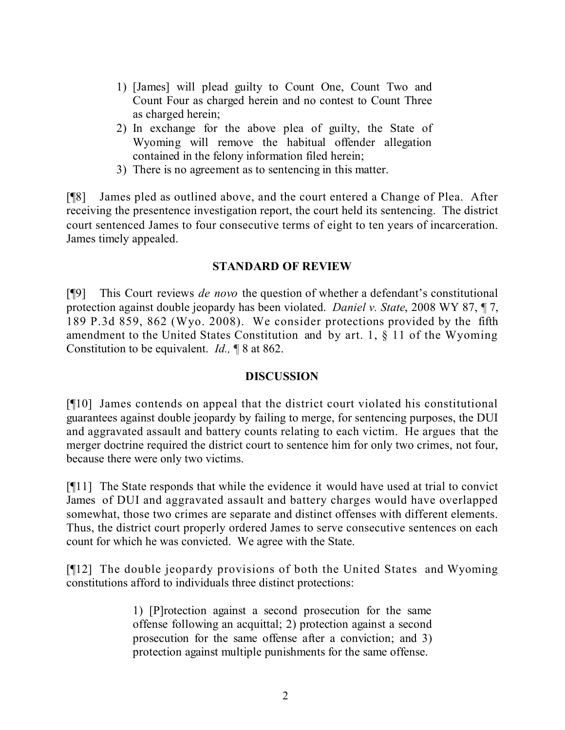1) [James] will plead guilty to Count One, Count Two and Count Four as charged herein and no contest to Count Three as charged herein;
2) In exchange for the above plea of guilty, the State of Wyoming will remove the habitual offender allegation contained in the felony information filed herein;
3) There is no agreement as to sentencing in this matter.

[¶8] James pled as outlined above, and the court entered a Change of Plea. After receiving the presentence investigation report, the court held its sentencing. The district court sentenced James to four consecutive terms of eight to ten years of incarceration. James timely appealed.

## STANDARD OF REVIEW

[¶9] This Court reviews *de novo* the question of whether a defendant's constitutional protection against double jeopardy has been violated. *Daniel v. State*, 2008 WY 87, ¶ 7, 189 P.3d 859, 862 (Wyo. 2008). We consider protections provided by the fifth amendment to the United States Constitution and by art. 1, § 11 of the Wyoming Constitution to be equivalent. *Id.,* ¶ 8 at 862.

## DISCUSSION

[¶10] James contends on appeal that the district court violated his constitutional guarantees against double jeopardy by failing to merge, for sentencing purposes, the DUI and aggravated assault and battery counts relating to each victim. He argues that the merger doctrine required the district court to sentence him for only two crimes, not four, because there were only two victims.

[¶11] The State responds that while the evidence it would have used at trial to convict James of DUI and aggravated assault and battery charges would have overlapped somewhat, those two crimes are separate and distinct offenses with different elements. Thus, the district court properly ordered James to serve consecutive sentences on each count for which he was convicted. We agree with the State.

[¶12] The double jeopardy provisions of both the United States and Wyoming constitutions afford to individuals three distinct protections:

> 1) [P]rotection against a second prosecution for the same offense following an acquittal; 2) protection against a second prosecution for the same offense after a conviction; and 3) protection against multiple punishments for the same offense.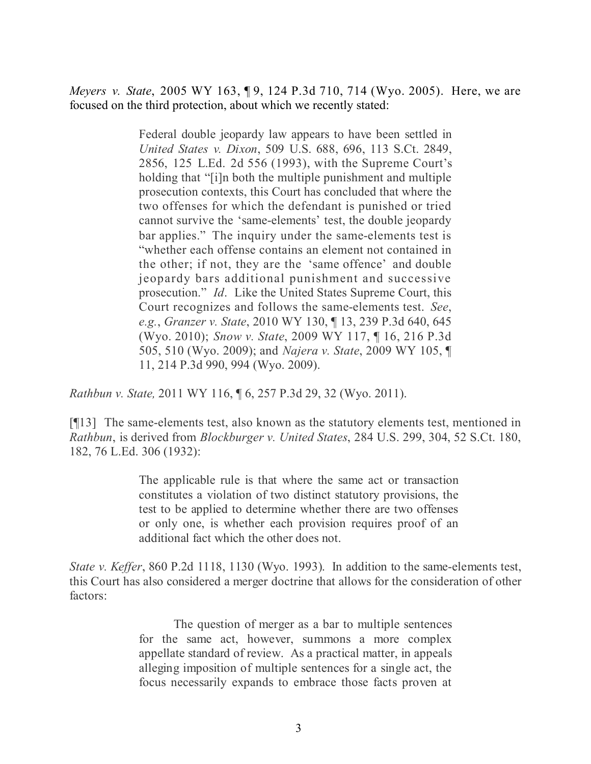*Meyers v. State*, 2005 WY 163, ¶ 9, 124 P.3d 710, 714 (Wyo. 2005). Here, we are focused on the third protection, about which we recently stated:

> Federal double jeopardy law appears to have been settled in *United States v. Dixon*, 509 U.S. 688, 696, 113 S.Ct. 2849, 2856, 125 L.Ed. 2d 556 (1993), with the Supreme Court's holding that "[i]n both the multiple punishment and multiple prosecution contexts, this Court has concluded that where the two offenses for which the defendant is punished or tried cannot survive the 'same-elements' test, the double jeopardy bar applies." The inquiry under the same-elements test is "whether each offense contains an element not contained in the other; if not, they are the 'same offence' and double jeopardy bars additional punishment and successive prosecution." *Id*. Like the United States Supreme Court, this Court recognizes and follows the same-elements test. *See*, *e.g.*, *Granzer v. State*, 2010 WY 130, ¶ 13, 239 P.3d 640, 645 (Wyo. 2010); *Snow v. State*, 2009 WY 117, ¶ 16, 216 P.3d 505, 510 (Wyo. 2009); and *Najera v. State*, 2009 WY 105, ¶ 11, 214 P.3d 990, 994 (Wyo. 2009).

*Rathbun v. State,* 2011 WY 116, ¶ 6, 257 P.3d 29, 32 (Wyo. 2011).

[¶13] The same-elements test, also known as the statutory elements test, mentioned in *Rathbun*, is derived from *Blockburger v. United States*, 284 U.S. 299, 304, 52 S.Ct. 180, 182, 76 L.Ed. 306 (1932):

> The applicable rule is that where the same act or transaction constitutes a violation of two distinct statutory provisions, the test to be applied to determine whether there are two offenses or only one, is whether each provision requires proof of an additional fact which the other does not.

*State v. Keffer*, 860 P.2d 1118, 1130 (Wyo. 1993). In addition to the same-elements test, this Court has also considered a merger doctrine that allows for the consideration of other factors:

> The question of merger as a bar to multiple sentences for the same act, however, summons a more complex appellate standard of review. As a practical matter, in appeals alleging imposition of multiple sentences for a single act, the focus necessarily expands to embrace those facts proven at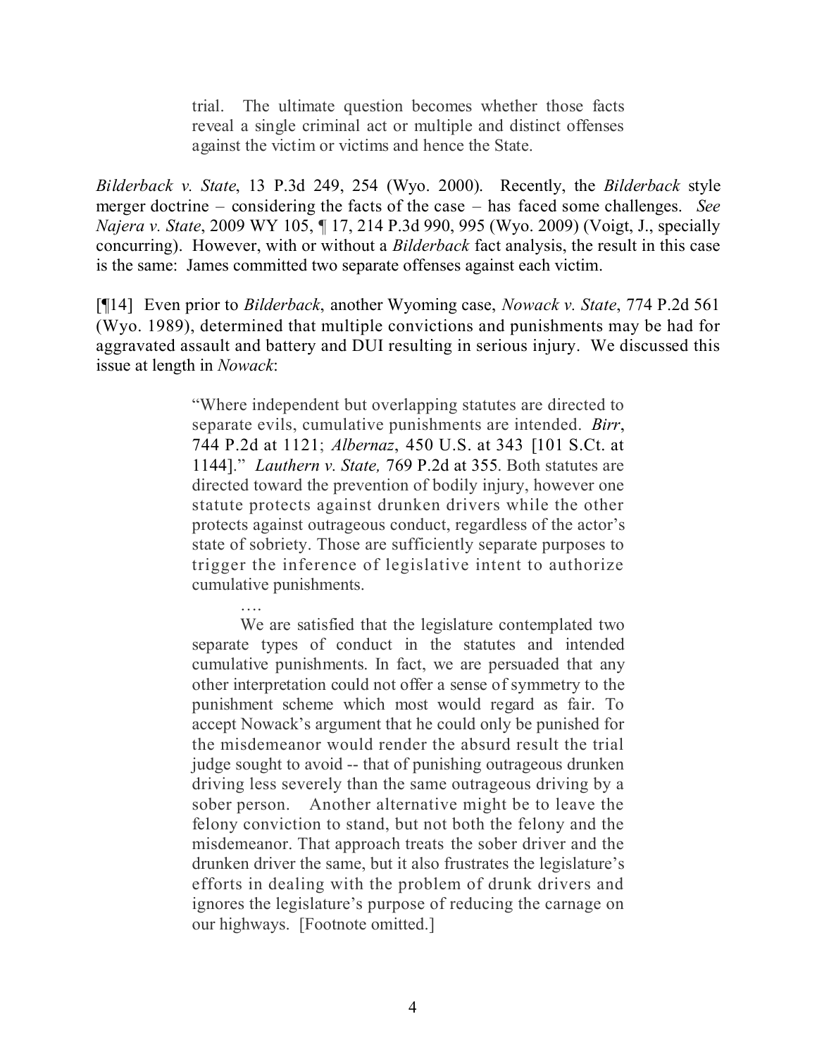> trial. The ultimate question becomes whether those facts reveal a single criminal act or multiple and distinct offenses against the victim or victims and hence the State.

*Bilderback v. State*, 13 P.3d 249, 254 (Wyo. 2000). Recently, the *Bilderback* style merger doctrine – considering the facts of the case – has faced some challenges. *See Najera v. State*, 2009 WY 105, ¶ 17, 214 P.3d 990, 995 (Wyo. 2009) (Voigt, J., specially concurring). However, with or without a *Bilderback* fact analysis, the result in this case is the same: James committed two separate offenses against each victim.

[¶14] Even prior to *Bilderback*, another Wyoming case, *Nowack v. State*, 774 P.2d 561 (Wyo. 1989), determined that multiple convictions and punishments may be had for aggravated assault and battery and DUI resulting in serious injury. We discussed this issue at length in *Nowack*:

> "Where independent but overlapping statutes are directed to separate evils, cumulative punishments are intended. *Birr*, 744 P.2d at 1121; *Albernaz*, 450 U.S. at 343 [101 S.Ct. at 1144]." *Lauthern v. State,* 769 P.2d at 355. Both statutes are directed toward the prevention of bodily injury, however one statute protects against drunken drivers while the other protects against outrageous conduct, regardless of the actor's state of sobriety. Those are sufficiently separate purposes to trigger the inference of legislative intent to authorize cumulative punishments.
>
> ….
>
> We are satisfied that the legislature contemplated two separate types of conduct in the statutes and intended cumulative punishments. In fact, we are persuaded that any other interpretation could not offer a sense of symmetry to the punishment scheme which most would regard as fair. To accept Nowack's argument that he could only be punished for the misdemeanor would render the absurd result the trial judge sought to avoid -- that of punishing outrageous drunken driving less severely than the same outrageous driving by a sober person. Another alternative might be to leave the felony conviction to stand, but not both the felony and the misdemeanor. That approach treats the sober driver and the drunken driver the same, but it also frustrates the legislature's efforts in dealing with the problem of drunk drivers and ignores the legislature's purpose of reducing the carnage on our highways. [Footnote omitted.]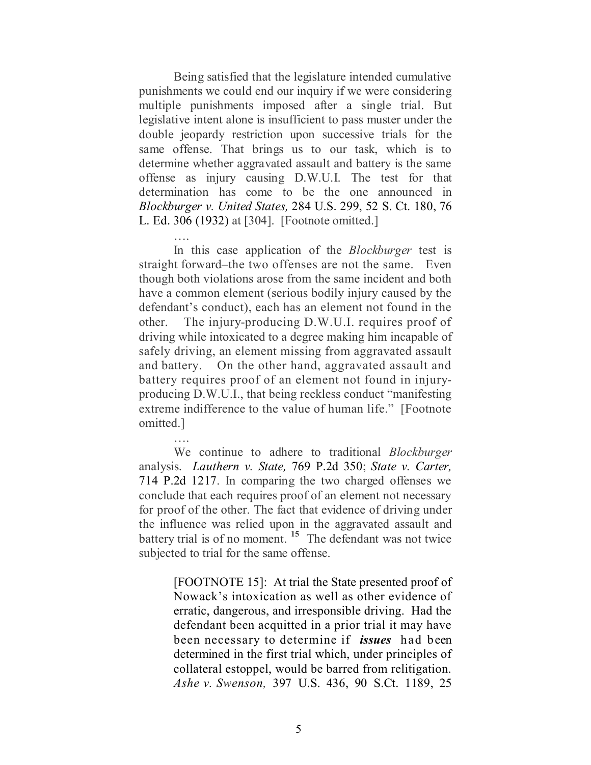Being satisfied that the legislature intended cumulative punishments we could end our inquiry if we were considering multiple punishments imposed after a single trial. But legislative intent alone is insufficient to pass muster under the double jeopardy restriction upon successive trials for the same offense. That brings us to our task, which is to determine whether aggravated assault and battery is the same offense as injury causing D.W.U.I. The test for that determination has come to be the one announced in *Blockburger v. United States,* 284 U.S. 299, 52 S. Ct. 180, 76 L. Ed. 306 (1932) at [304]. [Footnote omitted.]

….

In this case application of the *Blockburger* test is straight forward–the two offenses are not the same. Even though both violations arose from the same incident and both have a common element (serious bodily injury caused by the defendant's conduct), each has an element not found in the other. The injury-producing D.W.U.I. requires proof of driving while intoxicated to a degree making him incapable of safely driving, an element missing from aggravated assault and battery. On the other hand, aggravated assault and battery requires proof of an element not found in injury-producing D.W.U.I., that being reckless conduct "manifesting extreme indifference to the value of human life." [Footnote omitted.]

….

We continue to adhere to traditional *Blockburger* analysis. *Lauthern v. State,* 769 P.2d 350; *State v. Carter,* 714 P.2d 1217. In comparing the two charged offenses we conclude that each requires proof of an element not necessary for proof of the other. The fact that evidence of driving under the influence was relied upon in the aggravated assault and battery trial is of no moment. [15] The defendant was not twice subjected to trial for the same offense.

> [FOOTNOTE 15]: At trial the State presented proof of Nowack's intoxication as well as other evidence of erratic, dangerous, and irresponsible driving. Had the defendant been acquitted in a prior trial it may have been necessary to determine if ***issues*** had been determined in the first trial which, under principles of collateral estoppel, would be barred from relitigation. *Ashe v. Swenson,* 397 U.S. 436, 90 S.Ct. 1189, 25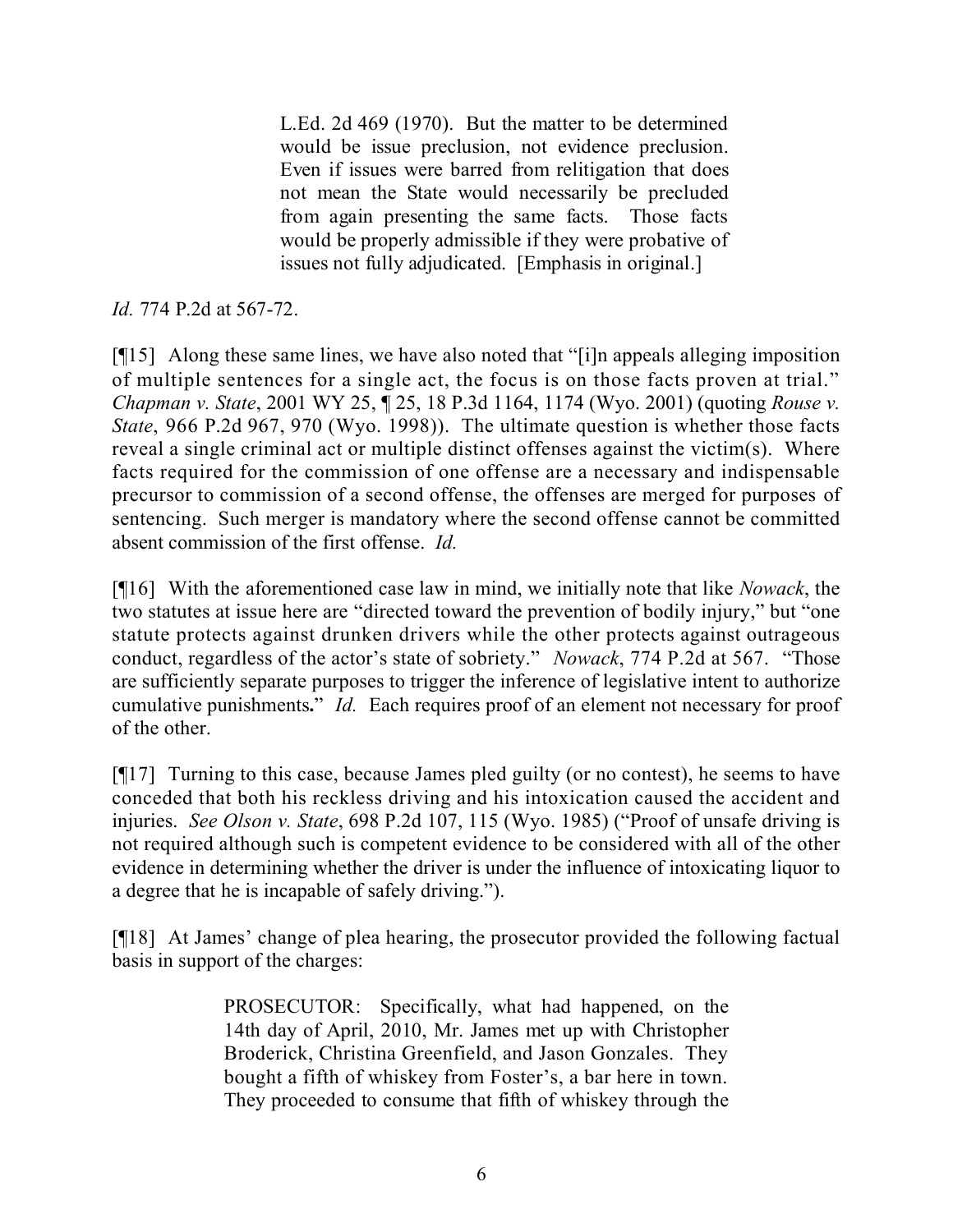> L.Ed. 2d 469 (1970). But the matter to be determined would be issue preclusion, not evidence preclusion. Even if issues were barred from relitigation that does not mean the State would necessarily be precluded from again presenting the same facts. Those facts would be properly admissible if they were probative of issues not fully adjudicated. [Emphasis in original.]

*Id.* 774 P.2d at 567-72.

[¶15] Along these same lines, we have also noted that "[i]n appeals alleging imposition of multiple sentences for a single act, the focus is on those facts proven at trial." *Chapman v. State*, 2001 WY 25, ¶ 25, 18 P.3d 1164, 1174 (Wyo. 2001) (quoting *Rouse v. State*, 966 P.2d 967, 970 (Wyo. 1998)). The ultimate question is whether those facts reveal a single criminal act or multiple distinct offenses against the victim(s). Where facts required for the commission of one offense are a necessary and indispensable precursor to commission of a second offense, the offenses are merged for purposes of sentencing. Such merger is mandatory where the second offense cannot be committed absent commission of the first offense. *Id.*

[¶16] With the aforementioned case law in mind, we initially note that like *Nowack*, the two statutes at issue here are "directed toward the prevention of bodily injury," but "one statute protects against drunken drivers while the other protects against outrageous conduct, regardless of the actor's state of sobriety." *Nowack*, 774 P.2d at 567. "Those are sufficiently separate purposes to trigger the inference of legislative intent to authorize cumulative punishments**.**" *Id.* Each requires proof of an element not necessary for proof of the other.

[¶17] Turning to this case, because James pled guilty (or no contest), he seems to have conceded that both his reckless driving and his intoxication caused the accident and injuries. *See Olson v. State*, 698 P.2d 107, 115 (Wyo. 1985) ("Proof of unsafe driving is not required although such is competent evidence to be considered with all of the other evidence in determining whether the driver is under the influence of intoxicating liquor to a degree that he is incapable of safely driving.").

[¶18] At James' change of plea hearing, the prosecutor provided the following factual basis in support of the charges:

> PROSECUTOR: Specifically, what had happened, on the 14th day of April, 2010, Mr. James met up with Christopher Broderick, Christina Greenfield, and Jason Gonzales. They bought a fifth of whiskey from Foster's, a bar here in town. They proceeded to consume that fifth of whiskey through the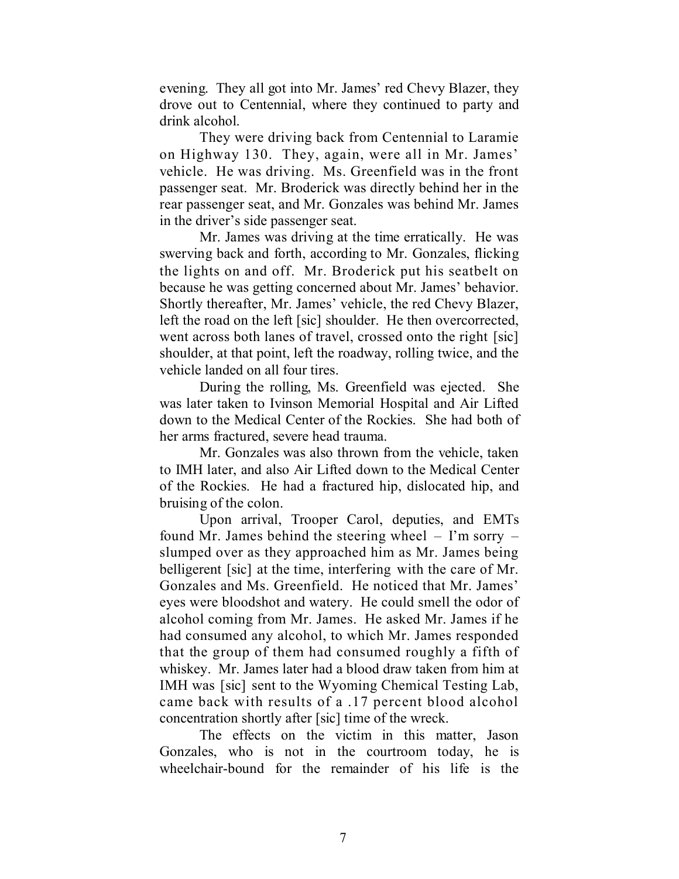evening. They all got into Mr. James' red Chevy Blazer, they drove out to Centennial, where they continued to party and drink alcohol.

They were driving back from Centennial to Laramie on Highway 130. They, again, were all in Mr. James' vehicle. He was driving. Ms. Greenfield was in the front passenger seat. Mr. Broderick was directly behind her in the rear passenger seat, and Mr. Gonzales was behind Mr. James in the driver's side passenger seat.

Mr. James was driving at the time erratically. He was swerving back and forth, according to Mr. Gonzales, flicking the lights on and off. Mr. Broderick put his seatbelt on because he was getting concerned about Mr. James' behavior. Shortly thereafter, Mr. James' vehicle, the red Chevy Blazer, left the road on the left [sic] shoulder. He then overcorrected, went across both lanes of travel, crossed onto the right [sic] shoulder, at that point, left the roadway, rolling twice, and the vehicle landed on all four tires.

During the rolling, Ms. Greenfield was ejected. She was later taken to Ivinson Memorial Hospital and Air Lifted down to the Medical Center of the Rockies. She had both of her arms fractured, severe head trauma.

Mr. Gonzales was also thrown from the vehicle, taken to IMH later, and also Air Lifted down to the Medical Center of the Rockies. He had a fractured hip, dislocated hip, and bruising of the colon.

Upon arrival, Trooper Carol, deputies, and EMTs found Mr. James behind the steering wheel – I'm sorry – slumped over as they approached him as Mr. James being belligerent [sic] at the time, interfering with the care of Mr. Gonzales and Ms. Greenfield. He noticed that Mr. James' eyes were bloodshot and watery. He could smell the odor of alcohol coming from Mr. James. He asked Mr. James if he had consumed any alcohol, to which Mr. James responded that the group of them had consumed roughly a fifth of whiskey. Mr. James later had a blood draw taken from him at IMH was [sic] sent to the Wyoming Chemical Testing Lab, came back with results of a .17 percent blood alcohol concentration shortly after [sic] time of the wreck.

The effects on the victim in this matter, Jason Gonzales, who is not in the courtroom today, he is wheelchair-bound for the remainder of his life is the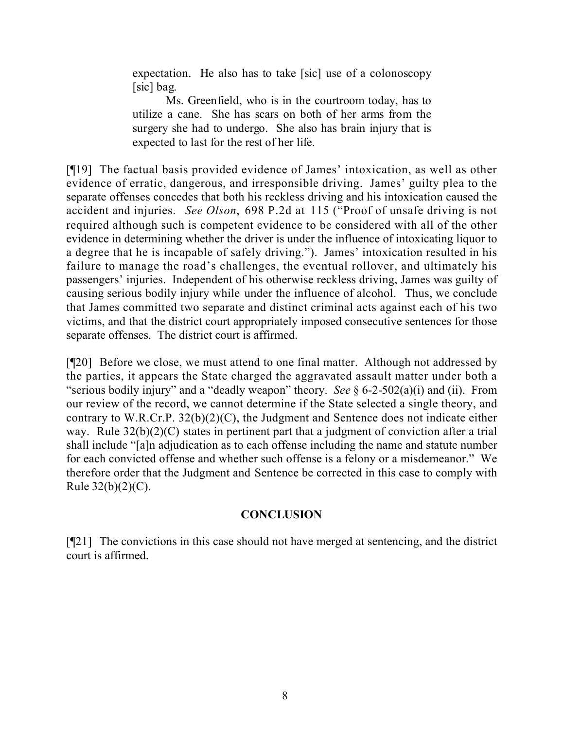> expectation. He also has to take [sic] use of a colonoscopy [sic] bag.
>
> Ms. Greenfield, who is in the courtroom today, has to utilize a cane. She has scars on both of her arms from the surgery she had to undergo. She also has brain injury that is expected to last for the rest of her life.

[¶19] The factual basis provided evidence of James' intoxication, as well as other evidence of erratic, dangerous, and irresponsible driving. James' guilty plea to the separate offenses concedes that both his reckless driving and his intoxication caused the accident and injuries. *See Olson*, 698 P.2d at 115 ("Proof of unsafe driving is not required although such is competent evidence to be considered with all of the other evidence in determining whether the driver is under the influence of intoxicating liquor to a degree that he is incapable of safely driving."). James' intoxication resulted in his failure to manage the road's challenges, the eventual rollover, and ultimately his passengers' injuries. Independent of his otherwise reckless driving, James was guilty of causing serious bodily injury while under the influence of alcohol. Thus, we conclude that James committed two separate and distinct criminal acts against each of his two victims, and that the district court appropriately imposed consecutive sentences for those separate offenses. The district court is affirmed.

[¶20] Before we close, we must attend to one final matter. Although not addressed by the parties, it appears the State charged the aggravated assault matter under both a "serious bodily injury" and a "deadly weapon" theory. *See* § 6-2-502(a)(i) and (ii). From our review of the record, we cannot determine if the State selected a single theory, and contrary to W.R.Cr.P. 32(b)(2)(C), the Judgment and Sentence does not indicate either way. Rule 32(b)(2)(C) states in pertinent part that a judgment of conviction after a trial shall include "[a]n adjudication as to each offense including the name and statute number for each convicted offense and whether such offense is a felony or a misdemeanor." We therefore order that the Judgment and Sentence be corrected in this case to comply with Rule 32(b)(2)(C).

## CONCLUSION

[¶21] The convictions in this case should not have merged at sentencing, and the district court is affirmed.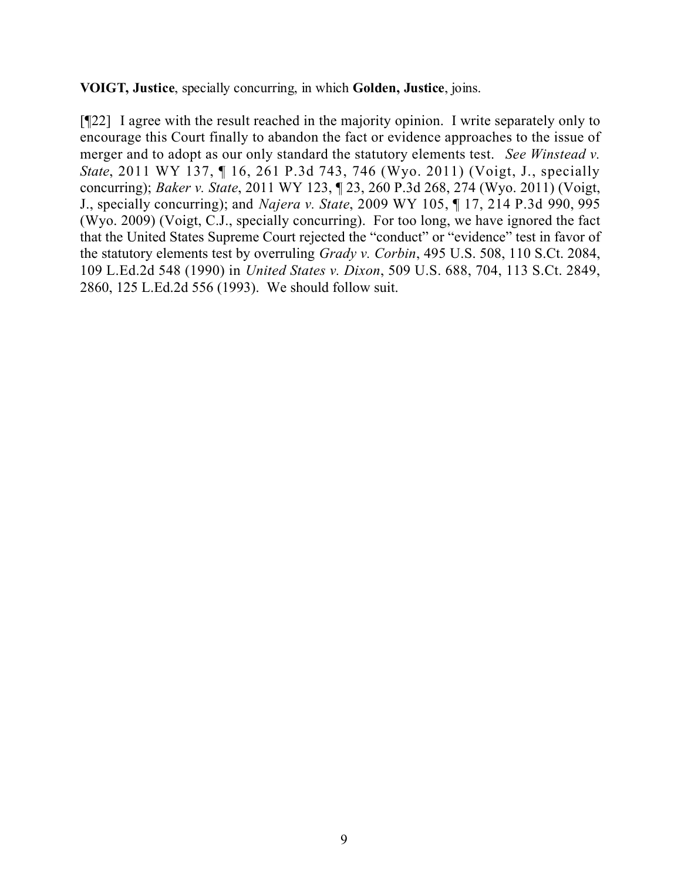**VOIGT, Justice**, specially concurring, in which **Golden, Justice**, joins.

[¶22] I agree with the result reached in the majority opinion. I write separately only to encourage this Court finally to abandon the fact or evidence approaches to the issue of merger and to adopt as our only standard the statutory elements test. *See Winstead v. State*, 2011 WY 137, ¶ 16, 261 P.3d 743, 746 (Wyo. 2011) (Voigt, J., specially concurring); *Baker v. State*, 2011 WY 123, ¶ 23, 260 P.3d 268, 274 (Wyo. 2011) (Voigt, J., specially concurring); and *Najera v. State*, 2009 WY 105, ¶ 17, 214 P.3d 990, 995 (Wyo. 2009) (Voigt, C.J., specially concurring). For too long, we have ignored the fact that the United States Supreme Court rejected the "conduct" or "evidence" test in favor of the statutory elements test by overruling *Grady v. Corbin*, 495 U.S. 508, 110 S.Ct. 2084, 109 L.Ed.2d 548 (1990) in *United States v. Dixon*, 509 U.S. 688, 704, 113 S.Ct. 2849, 2860, 125 L.Ed.2d 556 (1993). We should follow suit.